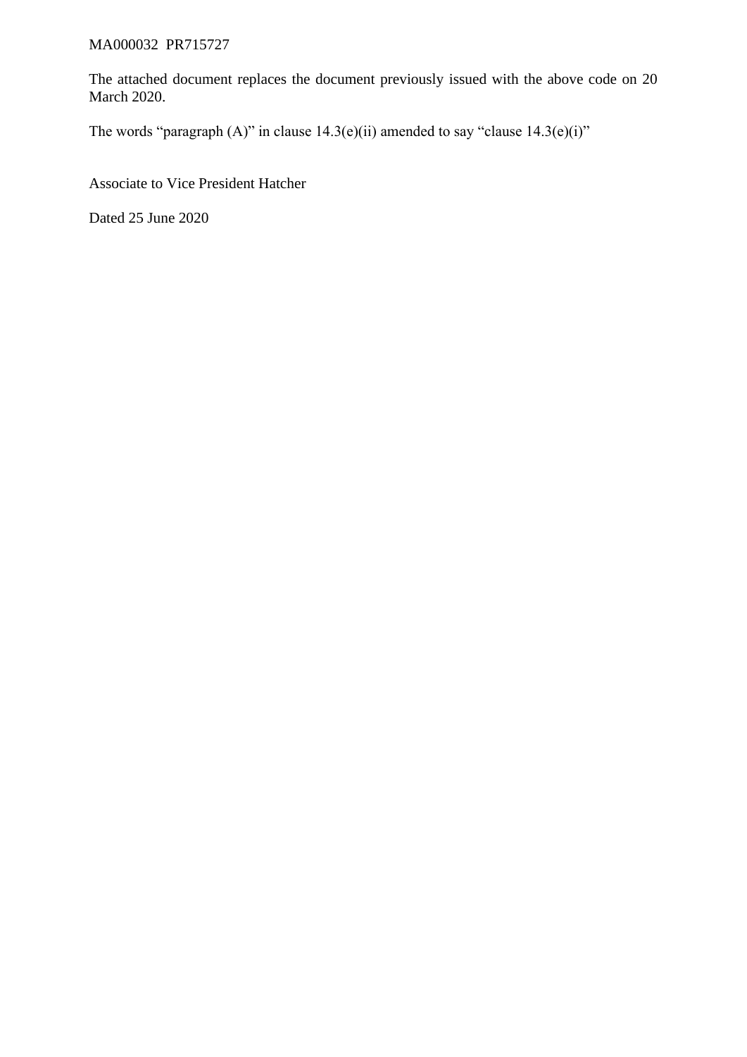MA000032 PR715727

The attached document replaces the document previously issued with the above code on 20 March 2020.

The words "paragraph (A)" in clause 14.3(e)(ii) amended to say "clause 14.3(e)(i)"

Associate to Vice President Hatcher

Dated 25 June 2020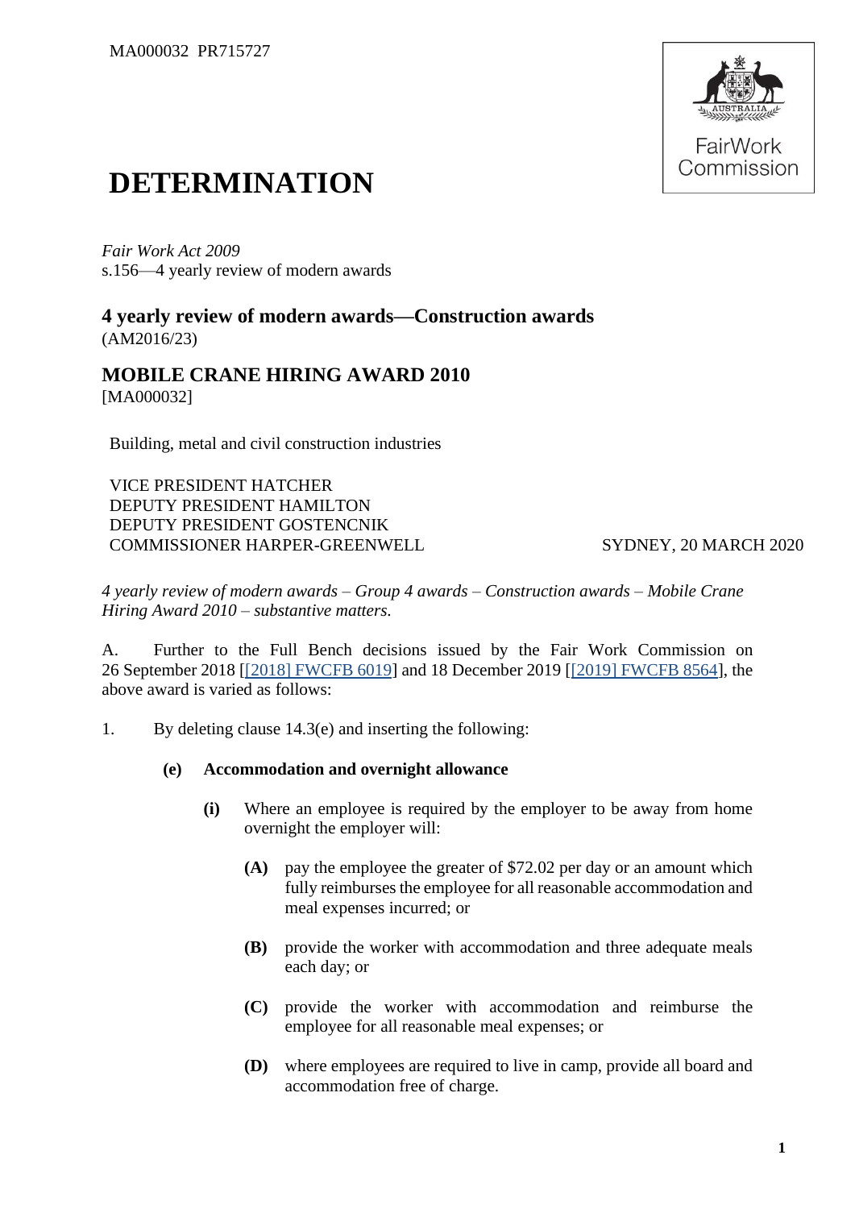MA000032 PR715727

# DETERMINATION

*Fair Work Act 2009*
s.156—4 yearly review of modern awards

## 4 yearly review of modern awards—Construction awards
(AM2016/23)

## MOBILE CRANE HIRING AWARD 2010
[MA000032]

Building, metal and civil construction industries

VICE PRESIDENT HATCHER
DEPUTY PRESIDENT HAMILTON
DEPUTY PRESIDENT GOSTENCNIK
COMMISSIONER HARPER-GREENWELL

SYDNEY, 20 MARCH 2020

*4 yearly review of modern awards – Group 4 awards – Construction awards – Mobile Crane Hiring Award 2010 – substantive matters.*

A. Further to the Full Bench decisions issued by the Fair Work Commission on 26 September 2018 [[2018] FWCFB 6019] and 18 December 2019 [[2019] FWCFB 8564], the above award is varied as follows:

1. By deleting clause 14.3(e) and inserting the following:

   **(e) Accommodation and overnight allowance**

   **(i)** Where an employee is required by the employer to be away from home overnight the employer will:

   **(A)** pay the employee the greater of $72.02 per day or an amount which fully reimburses the employee for all reasonable accommodation and meal expenses incurred; or

   **(B)** provide the worker with accommodation and three adequate meals each day; or

   **(C)** provide the worker with accommodation and reimburse the employee for all reasonable meal expenses; or

   **(D)** where employees are required to live in camp, provide all board and accommodation free of charge.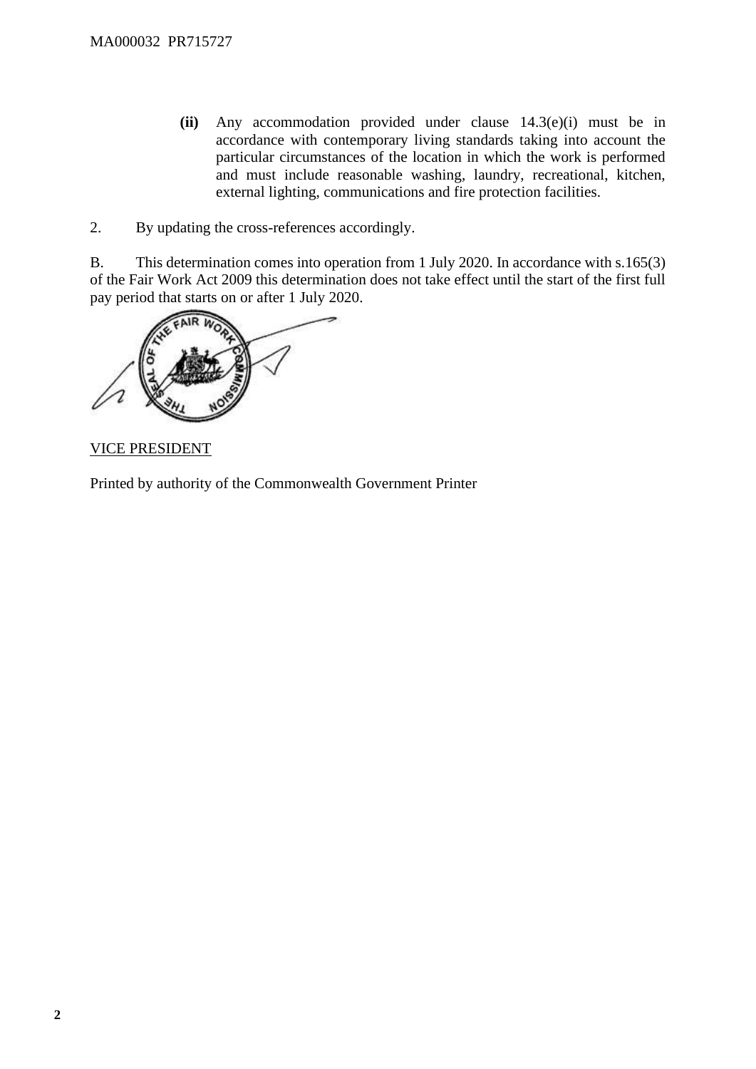**(ii)** Any accommodation provided under clause 14.3(e)(i) must be in accordance with contemporary living standards taking into account the particular circumstances of the location in which the work is performed and must include reasonable washing, laundry, recreational, kitchen, external lighting, communications and fire protection facilities.

2. By updating the cross-references accordingly.

B. This determination comes into operation from 1 July 2020. In accordance with s.165(3) of the Fair Work Act 2009 this determination does not take effect until the start of the first full pay period that starts on or after 1 July 2020.

VICE PRESIDENT

Printed by authority of the Commonwealth Government Printer